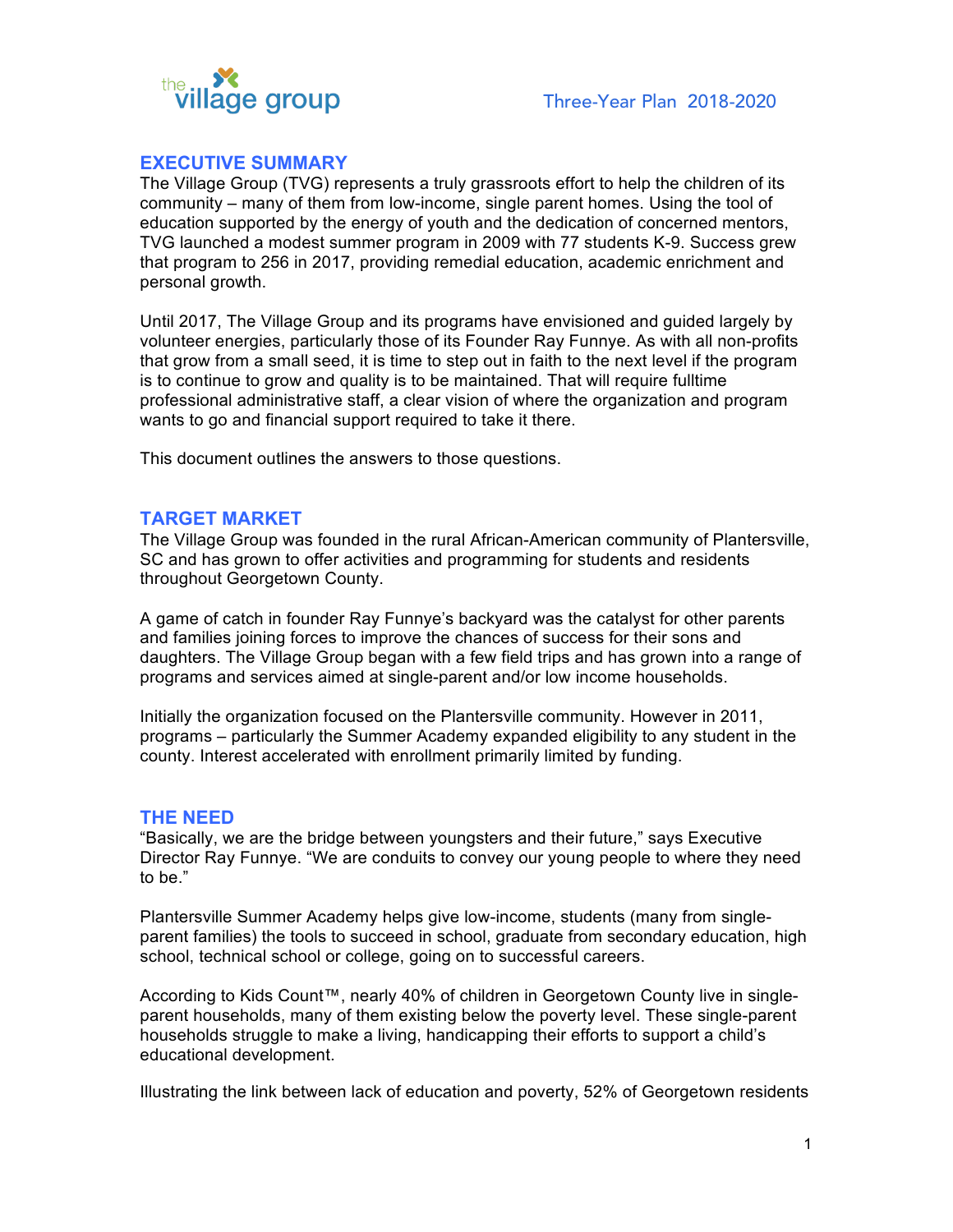the village group

Three-Year Plan 2018-2020

## EXECUTIVE SUMMARY

The Village Group (TVG) represents a truly grassroots effort to help the children of its community – many of them from low-income, single parent homes. Using the tool of education supported by the energy of youth and the dedication of concerned mentors, TVG launched a modest summer program in 2009 with 77 students K-9. Success grew that program to 256 in 2017, providing remedial education, academic enrichment and personal growth.

Until 2017, The Village Group and its programs have envisioned and guided largely by volunteer energies, particularly those of its Founder Ray Funnye. As with all non-profits that grow from a small seed, it is time to step out in faith to the next level if the program is to continue to grow and quality is to be maintained. That will require fulltime professional administrative staff, a clear vision of where the organization and program wants to go and financial support required to take it there.

This document outlines the answers to those questions.

## TARGET MARKET

The Village Group was founded in the rural African-American community of Plantersville, SC and has grown to offer activities and programming for students and residents throughout Georgetown County.

A game of catch in founder Ray Funnye's backyard was the catalyst for other parents and families joining forces to improve the chances of success for their sons and daughters. The Village Group began with a few field trips and has grown into a range of programs and services aimed at single-parent and/or low income households.

Initially the organization focused on the Plantersville community. However in 2011, programs – particularly the Summer Academy expanded eligibility to any student in the county. Interest accelerated with enrollment primarily limited by funding.

## THE NEED

"Basically, we are the bridge between youngsters and their future," says Executive Director Ray Funnye. "We are conduits to convey our young people to where they need to be."

Plantersville Summer Academy helps give low-income, students (many from single-parent families) the tools to succeed in school, graduate from secondary education, high school, technical school or college, going on to successful careers.

According to Kids Count™, nearly 40% of children in Georgetown County live in single-parent households, many of them existing below the poverty level. These single-parent households struggle to make a living, handicapping their efforts to support a child's educational development.

Illustrating the link between lack of education and poverty, 52% of Georgetown residents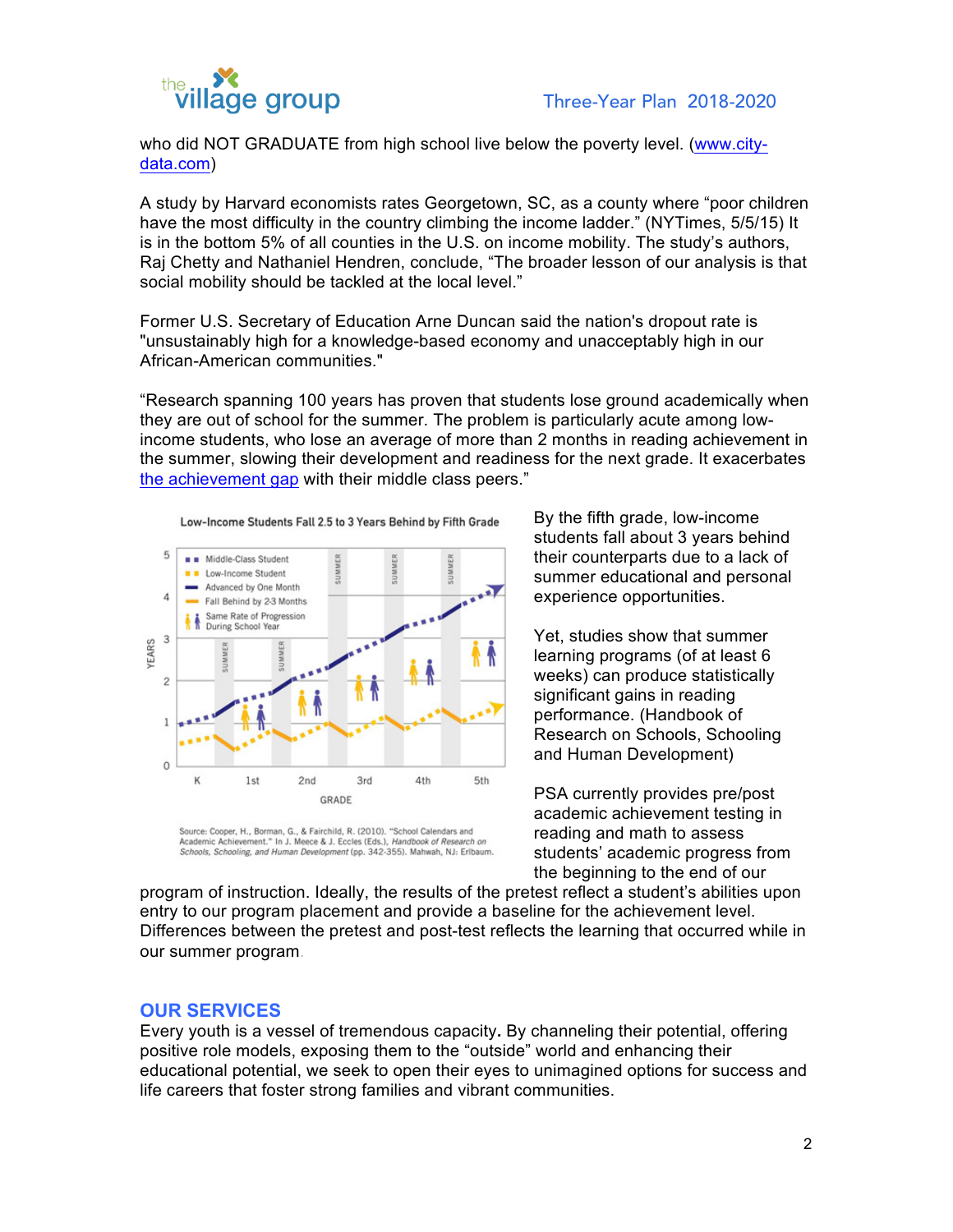who did NOT GRADUATE from high school live below the poverty level. (www.city-data.com)

A study by Harvard economists rates Georgetown, SC, as a county where "poor children have the most difficulty in the country climbing the income ladder." (NYTimes, 5/5/15) It is in the bottom 5% of all counties in the U.S. on income mobility. The study's authors, Raj Chetty and Nathaniel Hendren, conclude, "The broader lesson of our analysis is that social mobility should be tackled at the local level."

Former U.S. Secretary of Education Arne Duncan said the nation's dropout rate is "unsustainably high for a knowledge-based economy and unacceptably high in our African-American communities."

"Research spanning 100 years has proven that students lose ground academically when they are out of school for the summer. The problem is particularly acute among low-income students, who lose an average of more than 2 months in reading achievement in the summer, slowing their development and readiness for the next grade. It exacerbates the achievement gap with their middle class peers."

**Low-Income Students Fall 2.5 to 3 Years Behind by Fifth Grade**

Source: Cooper, H., Borman, G., & Fairchild, R. (2010). "School Calendars and Academic Achievement." In J. Meece & J. Eccles (Eds.), *Handbook of Research on Schools, Schooling, and Human Development* (pp. 342-355). Mahwah, NJ: Erlbaum.

By the fifth grade, low-income students fall about 3 years behind their counterparts due to a lack of summer educational and personal experience opportunities.

Yet, studies show that summer learning programs (of at least 6 weeks) can produce statistically significant gains in reading performance. (Handbook of Research on Schools, Schooling and Human Development)

PSA currently provides pre/post academic achievement testing in reading and math to assess students' academic progress from the beginning to the end of our program of instruction. Ideally, the results of the pretest reflect a student's abilities upon entry to our program placement and provide a baseline for the achievement level. Differences between the pretest and post-test reflects the learning that occurred while in our summer program.

## OUR SERVICES

Every youth is a vessel of tremendous capacity**.** By channeling their potential, offering positive role models, exposing them to the "outside" world and enhancing their educational potential, we seek to open their eyes to unimagined options for success and life careers that foster strong families and vibrant communities.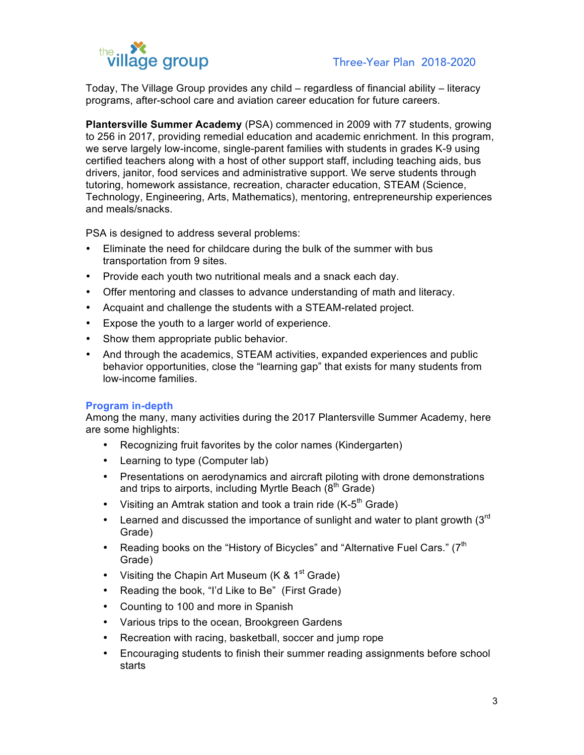Today, The Village Group provides any child – regardless of financial ability – literacy programs, after-school care and aviation career education for future careers.

**Plantersville Summer Academy** (PSA) commenced in 2009 with 77 students, growing to 256 in 2017, providing remedial education and academic enrichment. In this program, we serve largely low-income, single-parent families with students in grades K-9 using certified teachers along with a host of other support staff, including teaching aids, bus drivers, janitor, food services and administrative support. We serve students through tutoring, homework assistance, recreation, character education, STEAM (Science, Technology, Engineering, Arts, Mathematics), mentoring, entrepreneurship experiences and meals/snacks.

PSA is designed to address several problems:

- Eliminate the need for childcare during the bulk of the summer with bus transportation from 9 sites.
- Provide each youth two nutritional meals and a snack each day.
- Offer mentoring and classes to advance understanding of math and literacy.
- Acquaint and challenge the students with a STEAM-related project.
- Expose the youth to a larger world of experience.
- Show them appropriate public behavior.
- And through the academics, STEAM activities, expanded experiences and public behavior opportunities, close the "learning gap" that exists for many students from low-income families.

### Program in-depth

Among the many, many activities during the 2017 Plantersville Summer Academy, here are some highlights:

- Recognizing fruit favorites by the color names (Kindergarten)
- Learning to type (Computer lab)
- Presentations on aerodynamics and aircraft piloting with drone demonstrations and trips to airports, including Myrtle Beach (8th Grade)
- Visiting an Amtrak station and took a train ride (K-5th Grade)
- Learned and discussed the importance of sunlight and water to plant growth (3rd Grade)
- Reading books on the "History of Bicycles" and "Alternative Fuel Cars." (7th Grade)
- Visiting the Chapin Art Museum (K & 1st Grade)
- Reading the book, "I'd Like to Be" (First Grade)
- Counting to 100 and more in Spanish
- Various trips to the ocean, Brookgreen Gardens
- Recreation with racing, basketball, soccer and jump rope
- Encouraging students to finish their summer reading assignments before school starts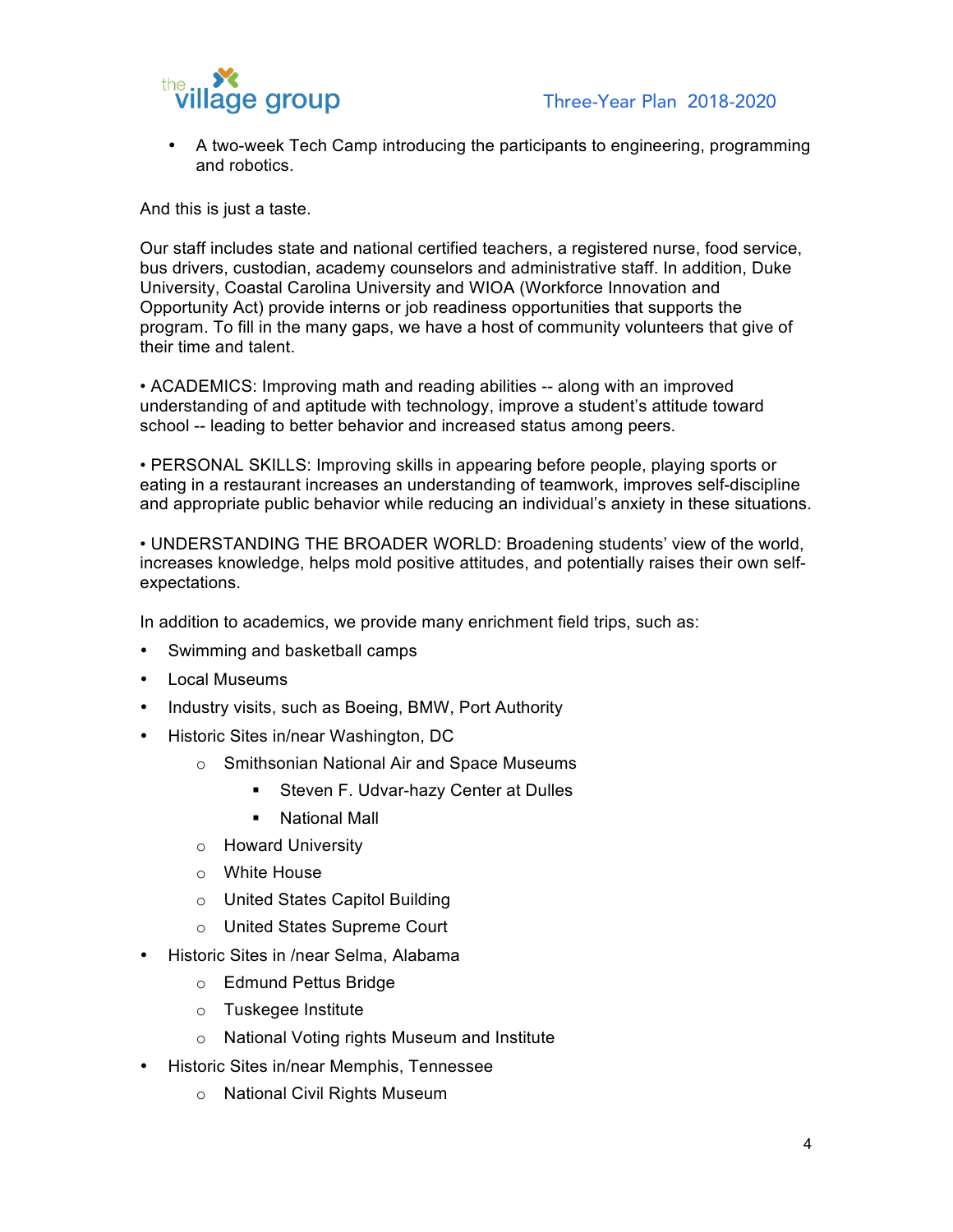- A two-week Tech Camp introducing the participants to engineering, programming and robotics.

And this is just a taste.

Our staff includes state and national certified teachers, a registered nurse, food service, bus drivers, custodian, academy counselors and administrative staff. In addition, Duke University, Coastal Carolina University and WIOA (Workforce Innovation and Opportunity Act) provide interns or job readiness opportunities that supports the program. To fill in the many gaps, we have a host of community volunteers that give of their time and talent.

• ACADEMICS: Improving math and reading abilities -- along with an improved understanding of and aptitude with technology, improve a student's attitude toward school -- leading to better behavior and increased status among peers.

• PERSONAL SKILLS: Improving skills in appearing before people, playing sports or eating in a restaurant increases an understanding of teamwork, improves self-discipline and appropriate public behavior while reducing an individual's anxiety in these situations.

• UNDERSTANDING THE BROADER WORLD: Broadening students' view of the world, increases knowledge, helps mold positive attitudes, and potentially raises their own self-expectations.

In addition to academics, we provide many enrichment field trips, such as:

- Swimming and basketball camps
- Local Museums
- Industry visits, such as Boeing, BMW, Port Authority
- Historic Sites in/near Washington, DC
    - Smithsonian National Air and Space Museums
        - Steven F. Udvar-hazy Center at Dulles
        - National Mall
    - Howard University
    - White House
    - United States Capitol Building
    - United States Supreme Court
- Historic Sites in /near Selma, Alabama
    - Edmund Pettus Bridge
    - Tuskegee Institute
    - National Voting rights Museum and Institute
- Historic Sites in/near Memphis, Tennessee
    - National Civil Rights Museum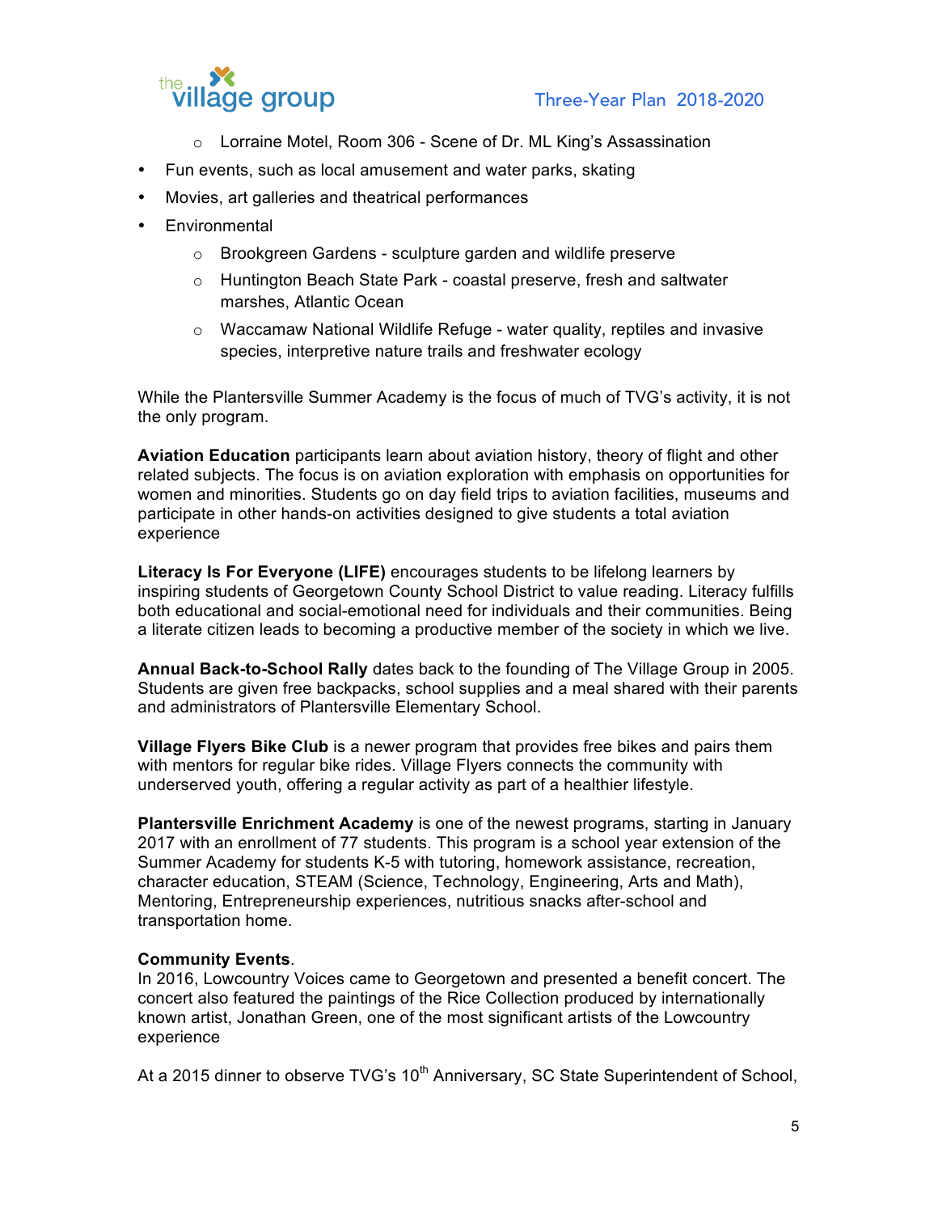- Lorraine Motel, Room 306 - Scene of Dr. ML King's Assassination
- Fun events, such as local amusement and water parks, skating
- Movies, art galleries and theatrical performances
- Environmental
  - Brookgreen Gardens - sculpture garden and wildlife preserve
  - Huntington Beach State Park - coastal preserve, fresh and saltwater marshes, Atlantic Ocean
  - Waccamaw National Wildlife Refuge - water quality, reptiles and invasive species, interpretive nature trails and freshwater ecology

While the Plantersville Summer Academy is the focus of much of TVG's activity, it is not the only program.

**Aviation Education** participants learn about aviation history, theory of flight and other related subjects. The focus is on aviation exploration with emphasis on opportunities for women and minorities. Students go on day field trips to aviation facilities, museums and participate in other hands-on activities designed to give students a total aviation experience

**Literacy Is For Everyone (LIFE)** encourages students to be lifelong learners by inspiring students of Georgetown County School District to value reading. Literacy fulfills both educational and social-emotional need for individuals and their communities. Being a literate citizen leads to becoming a productive member of the society in which we live.

**Annual Back-to-School Rally** dates back to the founding of The Village Group in 2005. Students are given free backpacks, school supplies and a meal shared with their parents and administrators of Plantersville Elementary School.

**Village Flyers Bike Club** is a newer program that provides free bikes and pairs them with mentors for regular bike rides. Village Flyers connects the community with underserved youth, offering a regular activity as part of a healthier lifestyle.

**Plantersville Enrichment Academy** is one of the newest programs, starting in January 2017 with an enrollment of 77 students. This program is a school year extension of the Summer Academy for students K-5 with tutoring, homework assistance, recreation, character education, STEAM (Science, Technology, Engineering, Arts and Math), Mentoring, Entrepreneurship experiences, nutritious snacks after-school and transportation home.

**Community Events**.
In 2016, Lowcountry Voices came to Georgetown and presented a benefit concert. The concert also featured the paintings of the Rice Collection produced by internationally known artist, Jonathan Green, one of the most significant artists of the Lowcountry experience

At a 2015 dinner to observe TVG's 10th Anniversary, SC State Superintendent of School,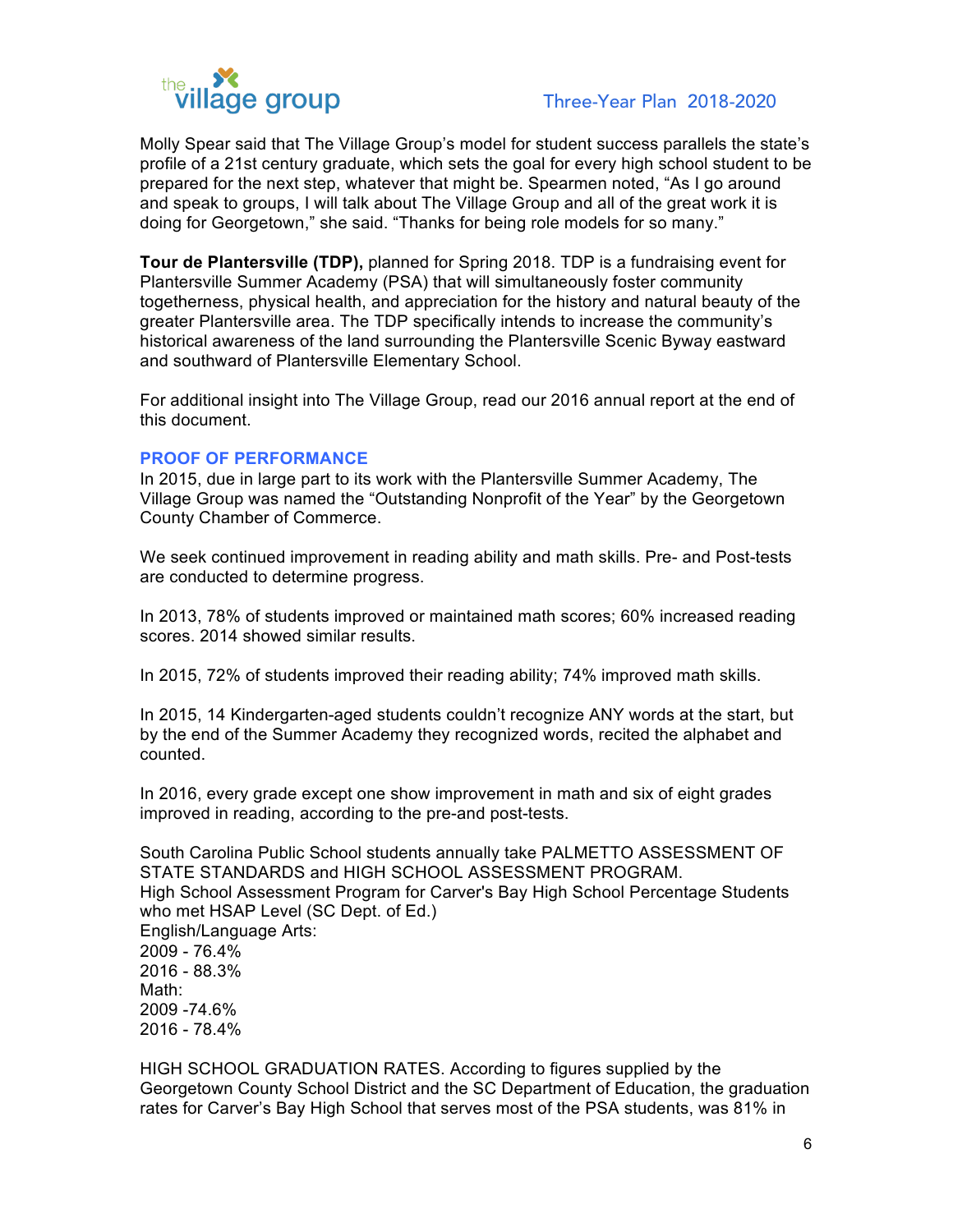Molly Spear said that The Village Group's model for student success parallels the state's profile of a 21st century graduate, which sets the goal for every high school student to be prepared for the next step, whatever that might be. Spearmen noted, "As I go around and speak to groups, I will talk about The Village Group and all of the great work it is doing for Georgetown," she said. "Thanks for being role models for so many."

**Tour de Plantersville (TDP),** planned for Spring 2018. TDP is a fundraising event for Plantersville Summer Academy (PSA) that will simultaneously foster community togetherness, physical health, and appreciation for the history and natural beauty of the greater Plantersville area. The TDP specifically intends to increase the community's historical awareness of the land surrounding the Plantersville Scenic Byway eastward and southward of Plantersville Elementary School.

For additional insight into The Village Group, read our 2016 annual report at the end of this document.

## PROOF OF PERFORMANCE

In 2015, due in large part to its work with the Plantersville Summer Academy, The Village Group was named the "Outstanding Nonprofit of the Year" by the Georgetown County Chamber of Commerce.

We seek continued improvement in reading ability and math skills. Pre- and Post-tests are conducted to determine progress.

In 2013, 78% of students improved or maintained math scores; 60% increased reading scores. 2014 showed similar results.

In 2015, 72% of students improved their reading ability; 74% improved math skills.

In 2015, 14 Kindergarten-aged students couldn't recognize ANY words at the start, but by the end of the Summer Academy they recognized words, recited the alphabet and counted.

In 2016, every grade except one show improvement in math and six of eight grades improved in reading, according to the pre-and post-tests.

South Carolina Public School students annually take PALMETTO ASSESSMENT OF STATE STANDARDS and HIGH SCHOOL ASSESSMENT PROGRAM.
High School Assessment Program for Carver's Bay High School Percentage Students who met HSAP Level (SC Dept. of Ed.)
English/Language Arts:
2009 - 76.4%
2016 - 88.3%
Math:
2009 -74.6%
2016 - 78.4%

HIGH SCHOOL GRADUATION RATES. According to figures supplied by the Georgetown County School District and the SC Department of Education, the graduation rates for Carver's Bay High School that serves most of the PSA students, was 81% in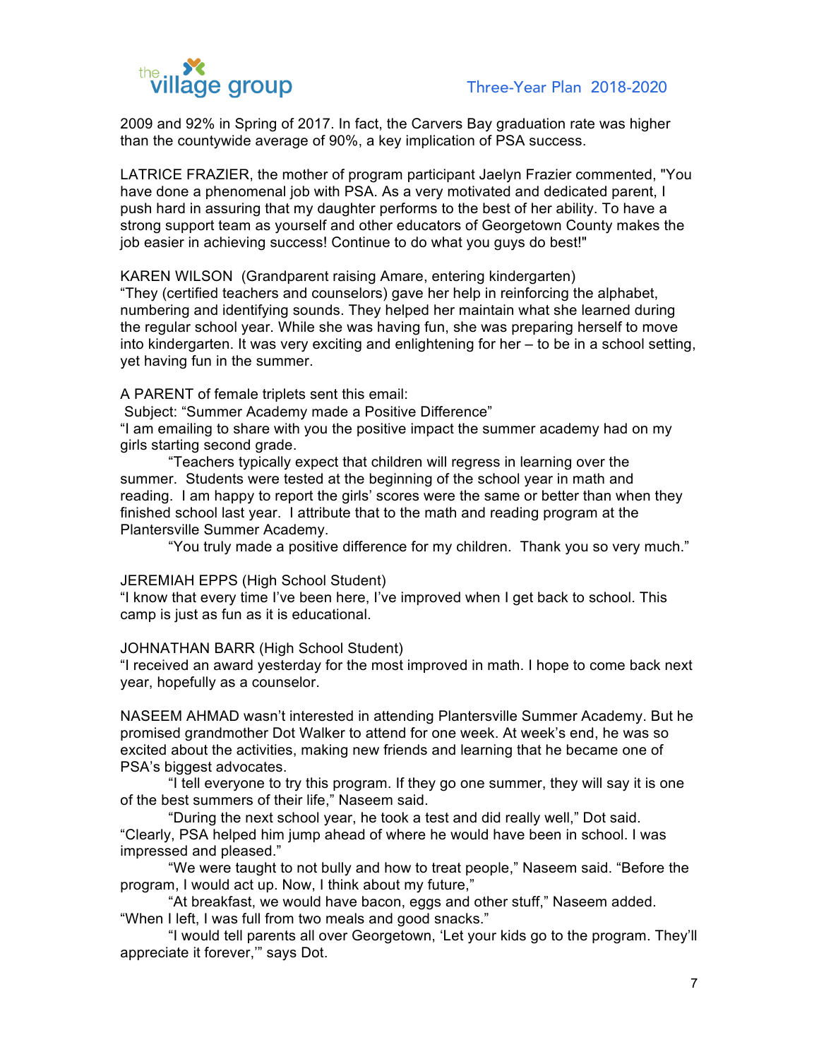2009 and 92% in Spring of 2017. In fact, the Carvers Bay graduation rate was higher than the countywide average of 90%, a key implication of PSA success.

LATRICE FRAZIER, the mother of program participant Jaelyn Frazier commented, "You have done a phenomenal job with PSA. As a very motivated and dedicated parent, I push hard in assuring that my daughter performs to the best of her ability. To have a strong support team as yourself and other educators of Georgetown County makes the job easier in achieving success! Continue to do what you guys do best!"

KAREN WILSON (Grandparent raising Amare, entering kindergarten)
"They (certified teachers and counselors) gave her help in reinforcing the alphabet, numbering and identifying sounds. They helped her maintain what she learned during the regular school year. While she was having fun, she was preparing herself to move into kindergarten. It was very exciting and enlightening for her – to be in a school setting, yet having fun in the summer.

A PARENT of female triplets sent this email:
Subject: "Summer Academy made a Positive Difference"
"I am emailing to share with you the positive impact the summer academy had on my girls starting second grade.

"Teachers typically expect that children will regress in learning over the summer. Students were tested at the beginning of the school year in math and reading. I am happy to report the girls' scores were the same or better than when they finished school last year. I attribute that to the math and reading program at the Plantersville Summer Academy.

"You truly made a positive difference for my children. Thank you so very much."

JEREMIAH EPPS (High School Student)
"I know that every time I've been here, I've improved when I get back to school. This camp is just as fun as it is educational.

JOHNATHAN BARR (High School Student)
"I received an award yesterday for the most improved in math. I hope to come back next year, hopefully as a counselor.

NASEEM AHMAD wasn't interested in attending Plantersville Summer Academy. But he promised grandmother Dot Walker to attend for one week. At week's end, he was so excited about the activities, making new friends and learning that he became one of PSA's biggest advocates.

"I tell everyone to try this program. If they go one summer, they will say it is one of the best summers of their life," Naseem said.

"During the next school year, he took a test and did really well," Dot said. "Clearly, PSA helped him jump ahead of where he would have been in school. I was impressed and pleased."

"We were taught to not bully and how to treat people," Naseem said. "Before the program, I would act up. Now, I think about my future,"

"At breakfast, we would have bacon, eggs and other stuff," Naseem added. "When I left, I was full from two meals and good snacks."

"I would tell parents all over Georgetown, 'Let your kids go to the program. They'll appreciate it forever,'" says Dot.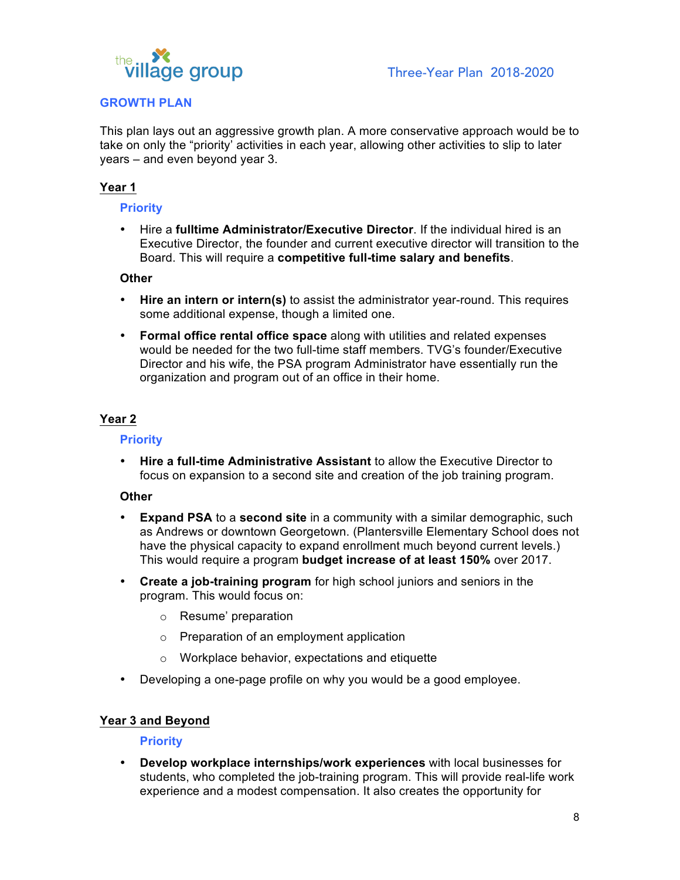## GROWTH PLAN

This plan lays out an aggressive growth plan. A more conservative approach would be to take on only the "priority' activities in each year, allowing other activities to slip to later years – and even beyond year 3.

### Year 1

#### Priority

- Hire a **fulltime Administrator/Executive Director**. If the individual hired is an Executive Director, the founder and current executive director will transition to the Board. This will require a **competitive full-time salary and benefits**.

#### Other

- **Hire an intern or intern(s)** to assist the administrator year-round. This requires some additional expense, though a limited one.
- **Formal office rental office space** along with utilities and related expenses would be needed for the two full-time staff members. TVG's founder/Executive Director and his wife, the PSA program Administrator have essentially run the organization and program out of an office in their home.

### Year 2

#### Priority

- **Hire a full-time Administrative Assistant** to allow the Executive Director to focus on expansion to a second site and creation of the job training program.

#### Other

- **Expand PSA** to a **second site** in a community with a similar demographic, such as Andrews or downtown Georgetown. (Plantersville Elementary School does not have the physical capacity to expand enrollment much beyond current levels.) This would require a program **budget increase of at least 150%** over 2017.
- **Create a job-training program** for high school juniors and seniors in the program. This would focus on:
  - Resume' preparation
  - Preparation of an employment application
  - Workplace behavior, expectations and etiquette
- Developing a one-page profile on why you would be a good employee.

### Year 3 and Beyond

#### Priority

- **Develop workplace internships/work experiences** with local businesses for students, who completed the job-training program. This will provide real-life work experience and a modest compensation. It also creates the opportunity for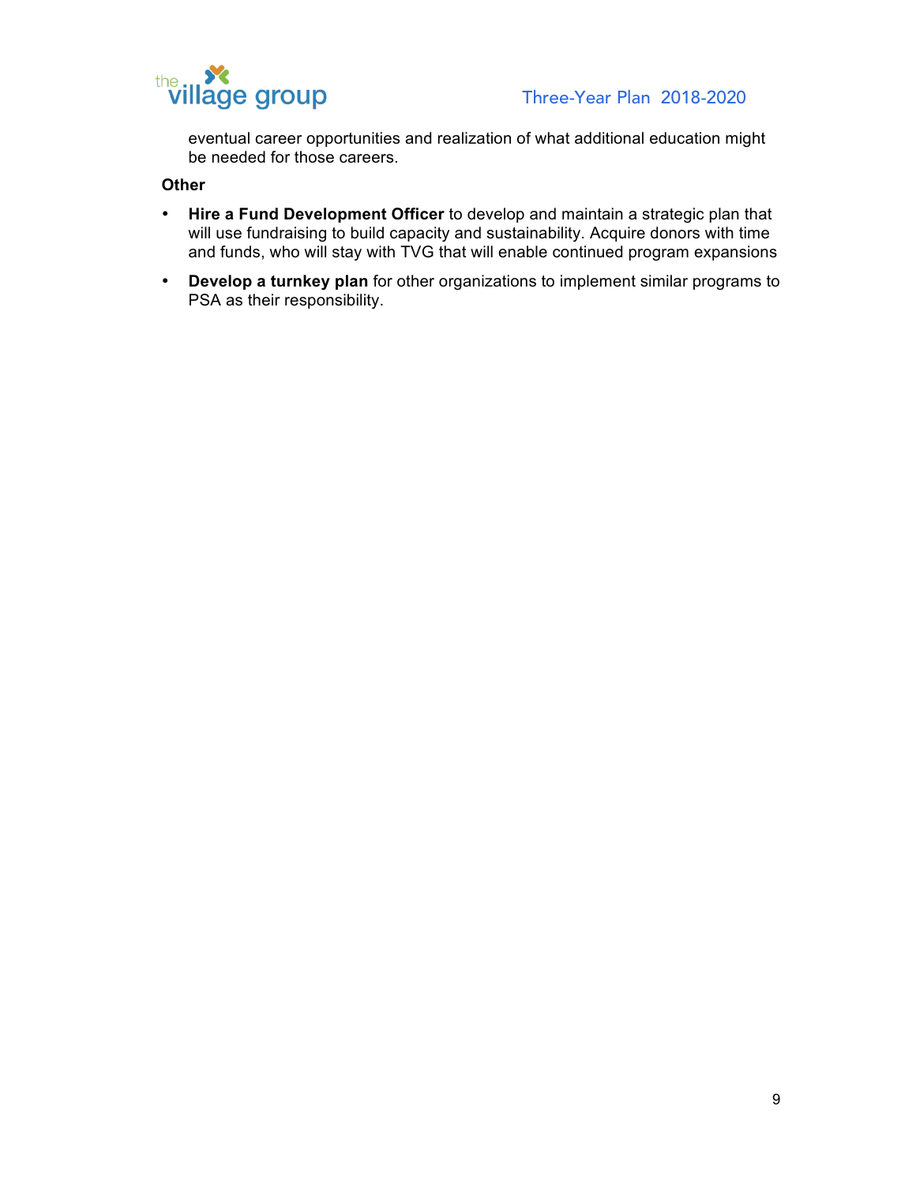eventual career opportunities and realization of what additional education might be needed for those careers.

**Other**

- **Hire a Fund Development Officer** to develop and maintain a strategic plan that will use fundraising to build capacity and sustainability. Acquire donors with time and funds, who will stay with TVG that will enable continued program expansions
- **Develop a turnkey plan** for other organizations to implement similar programs to PSA as their responsibility.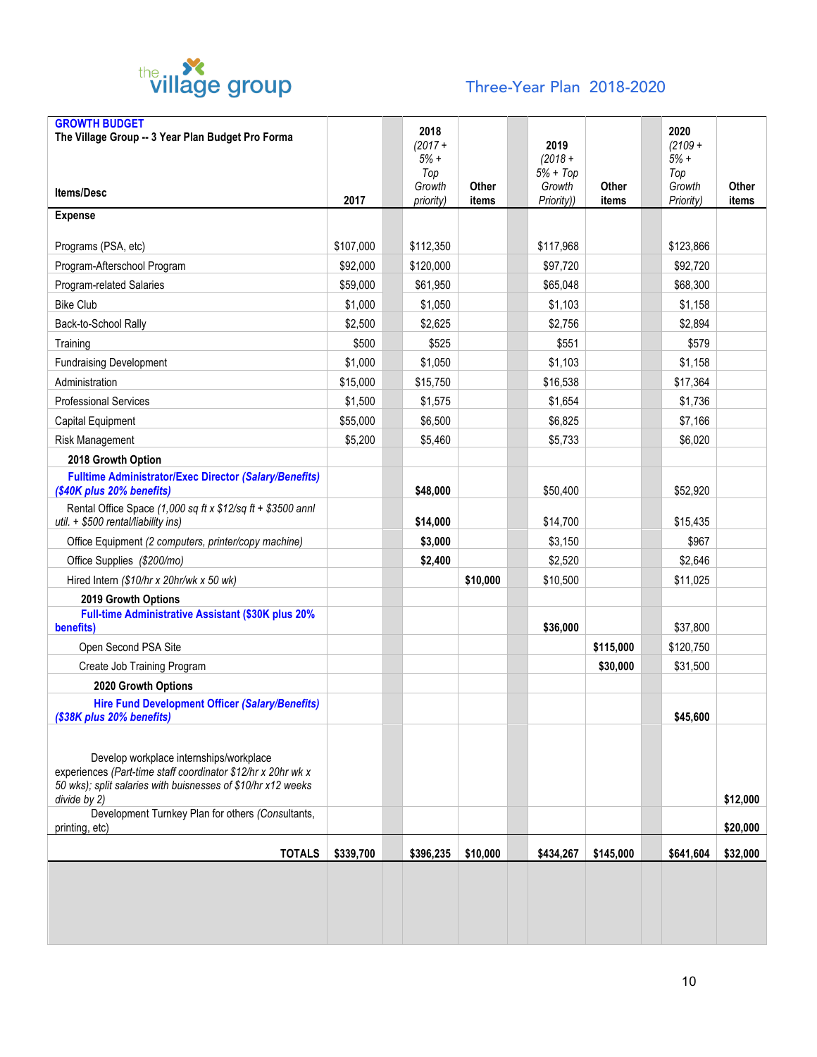Three-Year Plan 2018-2020

| **GROWTH BUDGET**<br>**The Village Group -- 3 Year Plan Budget Pro Forma**<br>**Items/Desc** | **2017** | | **2018** *(2017 + 5% + Top Growth priority)* | **Other items** | | **2019** *(2018 + 5% + Top Growth Priority))* | **Other items** | | **2020** *(2109 + 5% + Top Growth Priority)* | **Other items** |
|---|---|---|---|---|---|---|---|---|---|---|
| **Expense** | | | | | | | | | | |
| Programs (PSA, etc) | $107,000 | | $112,350 | | | $117,968 | | | $123,866 | |
| Program-Afterschool Program | $92,000 | | $120,000 | | | $97,720 | | | $92,720 | |
| Program-related Salaries | $59,000 | | $61,950 | | | $65,048 | | | $68,300 | |
| Bike Club | $1,000 | | $1,050 | | | $1,103 | | | $1,158 | |
| Back-to-School Rally | $2,500 | | $2,625 | | | $2,756 | | | $2,894 | |
| Training | $500 | | $525 | | | $551 | | | $579 | |
| Fundraising Development | $1,000 | | $1,050 | | | $1,103 | | | $1,158 | |
| Administration | $15,000 | | $15,750 | | | $16,538 | | | $17,364 | |
| Professional Services | $1,500 | | $1,575 | | | $1,654 | | | $1,736 | |
| Capital Equipment | $55,000 | | $6,500 | | | $6,825 | | | $7,166 | |
| Risk Management | $5,200 | | $5,460 | | | $5,733 | | | $6,020 | |
| **2018 Growth Option** | | | | | | | | | | |
| **Fulltime Administrator/Exec Director *(Salary/Benefits) ($40K plus 20% benefits)*** | | | **$48,000** | | | $50,400 | | | $52,920 | |
| Rental Office Space *(1,000 sq ft x $12/sq ft + $3500 annl util. + $500 rental/liability ins)* | | | **$14,000** | | | $14,700 | | | $15,435 | |
| Office Equipment *(2 computers, printer/copy machine)* | | | **$3,000** | | | $3,150 | | | $967 | |
| Office Supplies *($200/mo)* | | | **$2,400** | | | $2,520 | | | $2,646 | |
| Hired Intern *($10/hr x 20hr/wk x 50 wk)* | | | | **$10,000** | | $10,500 | | | $11,025 | |
| **2019 Growth Options** | | | | | | | | | | |
| **Full-time Administrative Assistant ($30K plus 20% benefits)** | | | | | | **$36,000** | | | $37,800 | |
| Open Second PSA Site | | | | | | | **$115,000** | | $120,750 | |
| Create Job Training Program | | | | | | | **$30,000** | | $31,500 | |
| **2020 Growth Options** | | | | | | | | | | |
| **Hire Fund Development Officer *(Salary/Benefits) ($38K plus 20% benefits)*** | | | | | | | | | **$45,600** | |
| Develop workplace internships/workplace experiences *(Part-time staff coordinator $12/hr x 20hr wk x 50 wks); split salaries with buisnesses of $10/hr x12 weeks divide by 2)* | | | | | | | | | | **$12,000** |
| Development Turnkey Plan for others *(Consultants, printing, etc)* | | | | | | | | | | **$20,000** |
| **TOTALS** | **$339,700** | | **$396,235** | **$10,000** | | **$434,267** | **$145,000** | | **$641,604** | **$32,000** |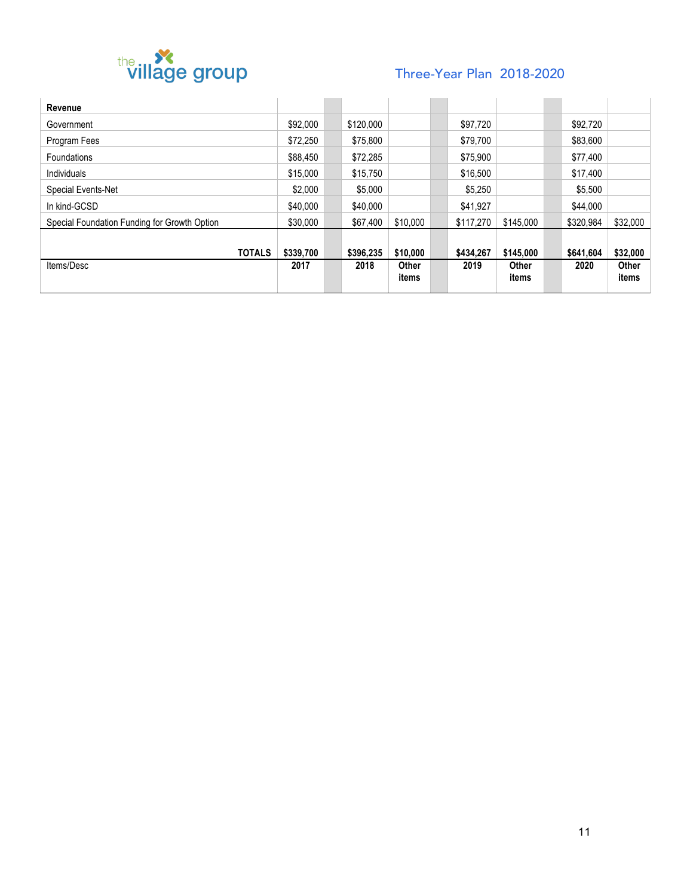the village group

## Three-Year Plan 2018-2020

| Revenue | | | | | | | | | |
|---|---|---|---|---|---|---|---|---|---|
| Government | $92,000 | | $120,000 | | | $97,720 | | | $92,720 | |
| Program Fees | $72,250 | | $75,800 | | | $79,700 | | | $83,600 | |
| Foundations | $88,450 | | $72,285 | | | $75,900 | | | $77,400 | |
| Individuals | $15,000 | | $15,750 | | | $16,500 | | | $17,400 | |
| Special Events-Net | $2,000 | | $5,000 | | | $5,250 | | | $5,500 | |
| In kind-GCSD | $40,000 | | $40,000 | | | $41,927 | | | $44,000 | |
| Special Foundation Funding for Growth Option | $30,000 | | $67,400 | $10,000 | | $117,270 | $145,000 | | $320,984 | $32,000 |
| **TOTALS** | **$339,700** | | **$396,235** | **$10,000** | | **$434,267** | **$145,000** | | **$641,604** | **$32,000** |
| Items/Desc | **2017** | | **2018** | **Other items** | | **2019** | **Other items** | | **2020** | **Other items** |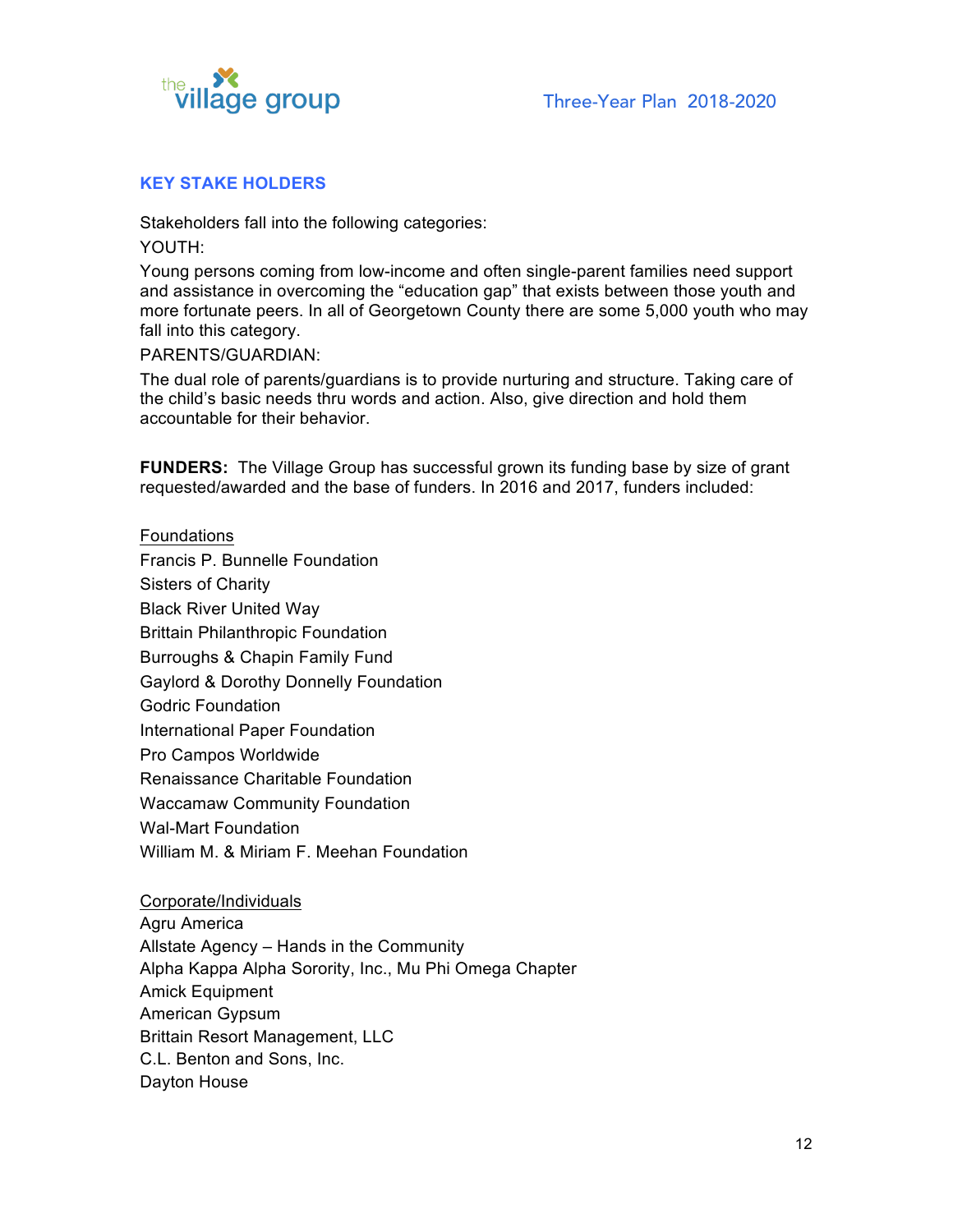## KEY STAKE HOLDERS

Stakeholders fall into the following categories:

YOUTH:

Young persons coming from low-income and often single-parent families need support and assistance in overcoming the "education gap" that exists between those youth and more fortunate peers. In all of Georgetown County there are some 5,000 youth who may fall into this category.

PARENTS/GUARDIAN:

The dual role of parents/guardians is to provide nurturing and structure. Taking care of the child's basic needs thru words and action. Also, give direction and hold them accountable for their behavior.

**FUNDERS:** The Village Group has successful grown its funding base by size of grant requested/awarded and the base of funders. In 2016 and 2017, funders included:

<u>Foundations</u>

Francis P. Bunnelle Foundation
Sisters of Charity
Black River United Way
Brittain Philanthropic Foundation
Burroughs & Chapin Family Fund
Gaylord & Dorothy Donnelly Foundation
Godric Foundation
International Paper Foundation
Pro Campos Worldwide
Renaissance Charitable Foundation
Waccamaw Community Foundation
Wal-Mart Foundation
William M. & Miriam F. Meehan Foundation

<u>Corporate/Individuals</u>

Agru America
Allstate Agency – Hands in the Community
Alpha Kappa Alpha Sorority, Inc., Mu Phi Omega Chapter
Amick Equipment
American Gypsum
Brittain Resort Management, LLC
C.L. Benton and Sons, Inc.
Dayton House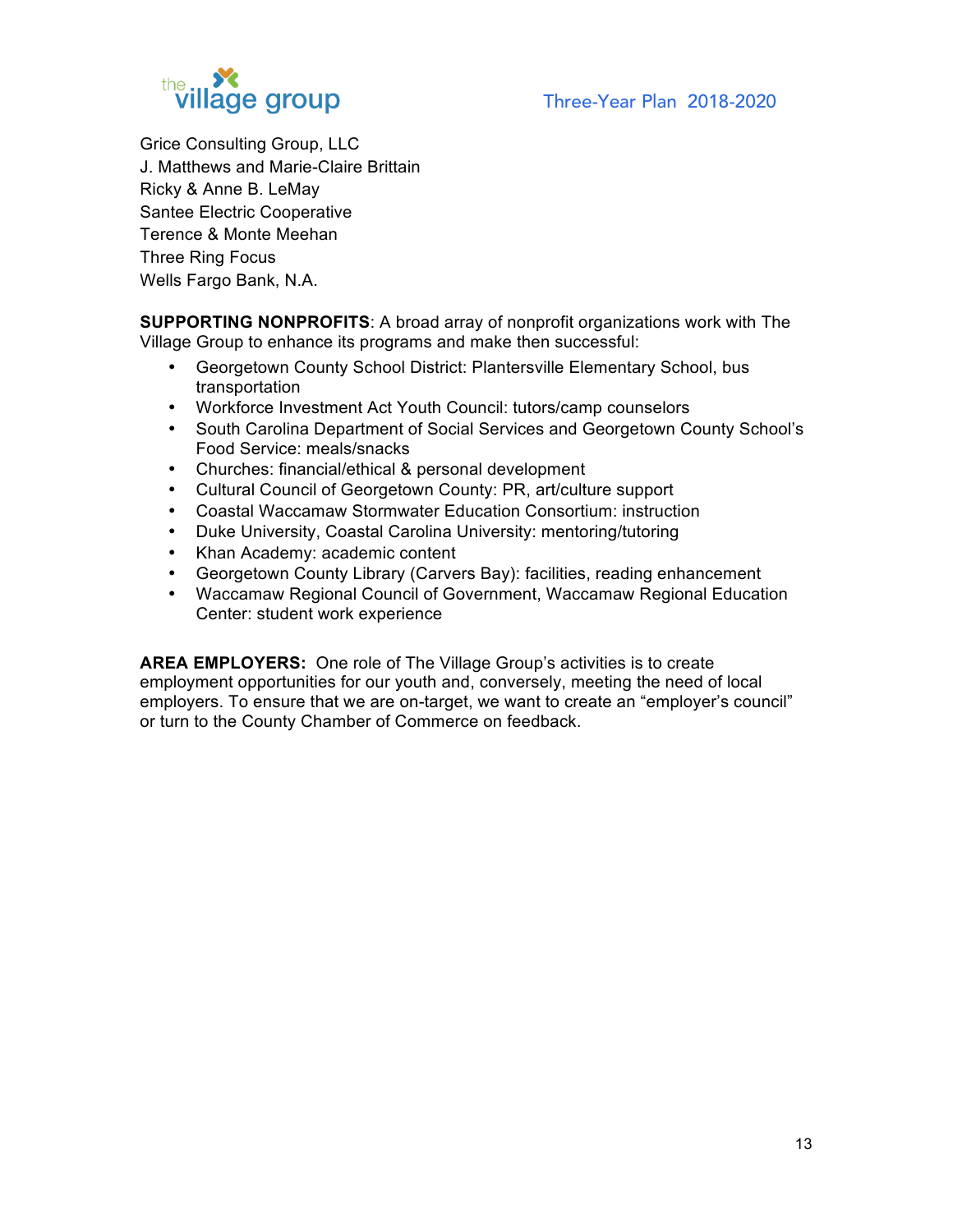Grice Consulting Group, LLC
J. Matthews and Marie-Claire Brittain
Ricky & Anne B. LeMay
Santee Electric Cooperative
Terence & Monte Meehan
Three Ring Focus
Wells Fargo Bank, N.A.

**SUPPORTING NONPROFITS**: A broad array of nonprofit organizations work with The Village Group to enhance its programs and make then successful:

- Georgetown County School District: Plantersville Elementary School, bus transportation
- Workforce Investment Act Youth Council: tutors/camp counselors
- South Carolina Department of Social Services and Georgetown County School's Food Service: meals/snacks
- Churches: financial/ethical & personal development
- Cultural Council of Georgetown County: PR, art/culture support
- Coastal Waccamaw Stormwater Education Consortium: instruction
- Duke University, Coastal Carolina University: mentoring/tutoring
- Khan Academy: academic content
- Georgetown County Library (Carvers Bay): facilities, reading enhancement
- Waccamaw Regional Council of Government, Waccamaw Regional Education Center: student work experience

**AREA EMPLOYERS:** One role of The Village Group's activities is to create employment opportunities for our youth and, conversely, meeting the need of local employers. To ensure that we are on-target, we want to create an "employer's council" or turn to the County Chamber of Commerce on feedback.